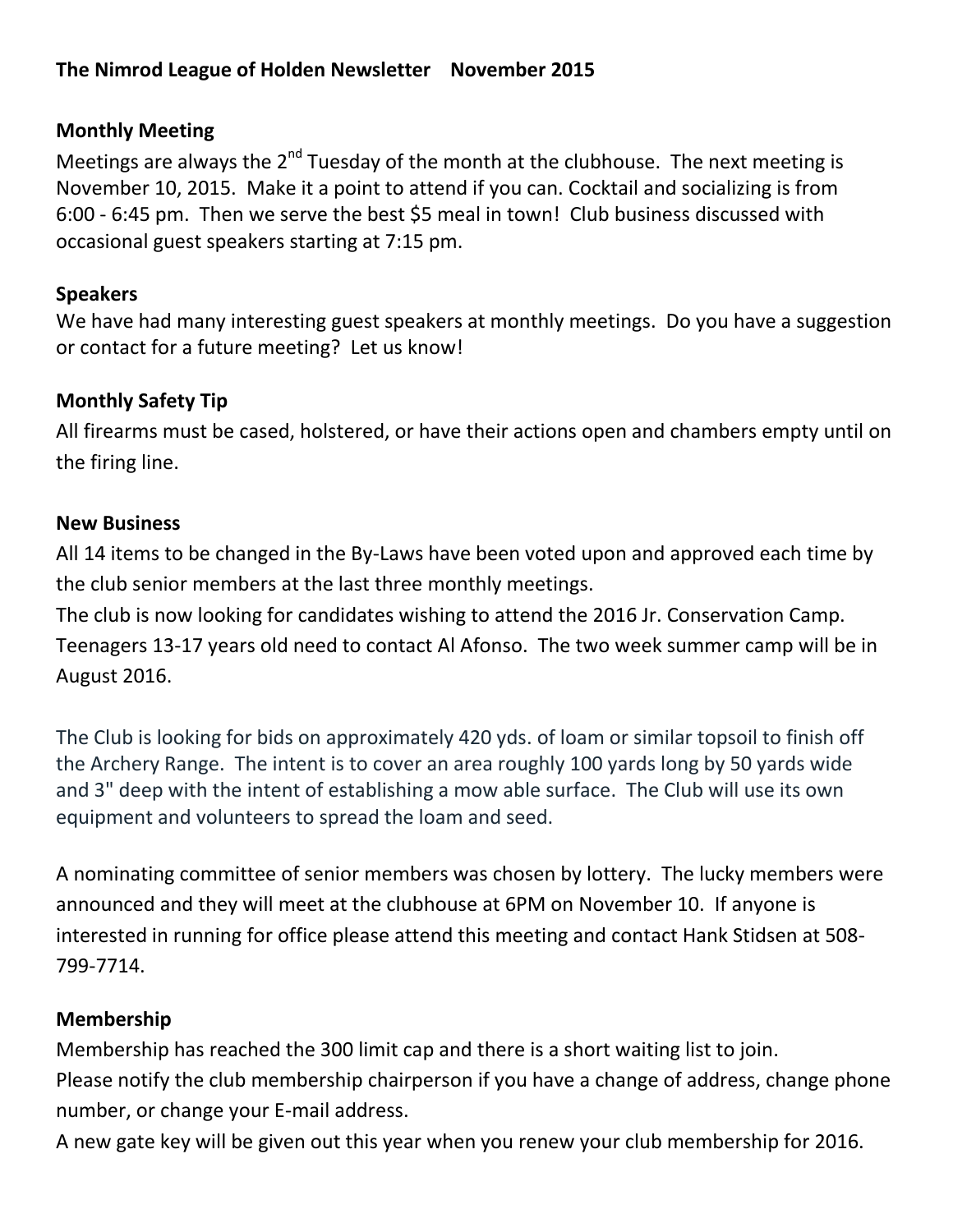**The Nimrod League of Holden Newsletter November 2015**

**Monthly Meeting**

Meetings are always the 2$^{nd}$ Tuesday of the month at the clubhouse. The next meeting is November 10, 2015. Make it a point to attend if you can. Cocktail and socializing is from 6:00 - 6:45 pm. Then we serve the best $5 meal in town! Club business discussed with occasional guest speakers starting at 7:15 pm.

**Speakers**

We have had many interesting guest speakers at monthly meetings. Do you have a suggestion or contact for a future meeting? Let us know!

**Monthly Safety Tip**

All firearms must be cased, holstered, or have their actions open and chambers empty until on the firing line.

**New Business**

All 14 items to be changed in the By-Laws have been voted upon and approved each time by the club senior members at the last three monthly meetings.

The club is now looking for candidates wishing to attend the 2016 Jr. Conservation Camp. Teenagers 13-17 years old need to contact Al Afonso. The two week summer camp will be in August 2016.

The Club is looking for bids on approximately 420 yds. of loam or similar topsoil to finish off the Archery Range. The intent is to cover an area roughly 100 yards long by 50 yards wide and 3" deep with the intent of establishing a mow able surface. The Club will use its own equipment and volunteers to spread the loam and seed.

A nominating committee of senior members was chosen by lottery. The lucky members were announced and they will meet at the clubhouse at 6PM on November 10. If anyone is interested in running for office please attend this meeting and contact Hank Stidsen at 508-799-7714.

**Membership**

Membership has reached the 300 limit cap and there is a short waiting list to join.

Please notify the club membership chairperson if you have a change of address, change phone number, or change your E-mail address.

A new gate key will be given out this year when you renew your club membership for 2016.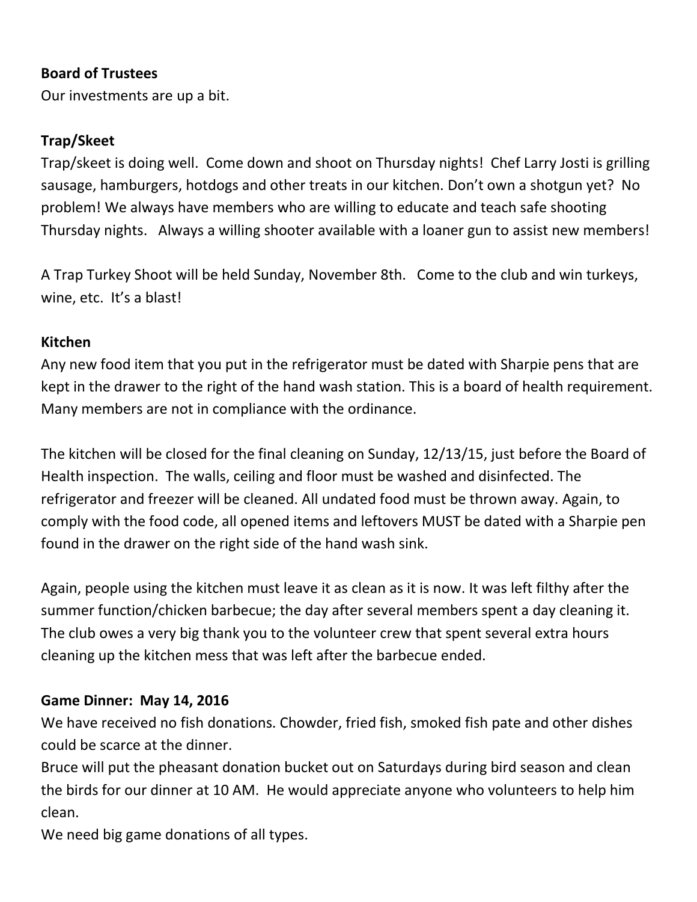**Board of Trustees**

Our investments are up a bit.

**Trap/Skeet**

Trap/skeet is doing well. Come down and shoot on Thursday nights! Chef Larry Josti is grilling sausage, hamburgers, hotdogs and other treats in our kitchen. Don't own a shotgun yet? No problem! We always have members who are willing to educate and teach safe shooting Thursday nights. Always a willing shooter available with a loaner gun to assist new members!

A Trap Turkey Shoot will be held Sunday, November 8th. Come to the club and win turkeys, wine, etc. It's a blast!

**Kitchen**

Any new food item that you put in the refrigerator must be dated with Sharpie pens that are kept in the drawer to the right of the hand wash station. This is a board of health requirement. Many members are not in compliance with the ordinance.

The kitchen will be closed for the final cleaning on Sunday, 12/13/15, just before the Board of Health inspection. The walls, ceiling and floor must be washed and disinfected. The refrigerator and freezer will be cleaned. All undated food must be thrown away. Again, to comply with the food code, all opened items and leftovers MUST be dated with a Sharpie pen found in the drawer on the right side of the hand wash sink.

Again, people using the kitchen must leave it as clean as it is now. It was left filthy after the summer function/chicken barbecue; the day after several members spent a day cleaning it. The club owes a very big thank you to the volunteer crew that spent several extra hours cleaning up the kitchen mess that was left after the barbecue ended.

**Game Dinner: May 14, 2016**

We have received no fish donations. Chowder, fried fish, smoked fish pate and other dishes could be scarce at the dinner.

Bruce will put the pheasant donation bucket out on Saturdays during bird season and clean the birds for our dinner at 10 AM. He would appreciate anyone who volunteers to help him clean.

We need big game donations of all types.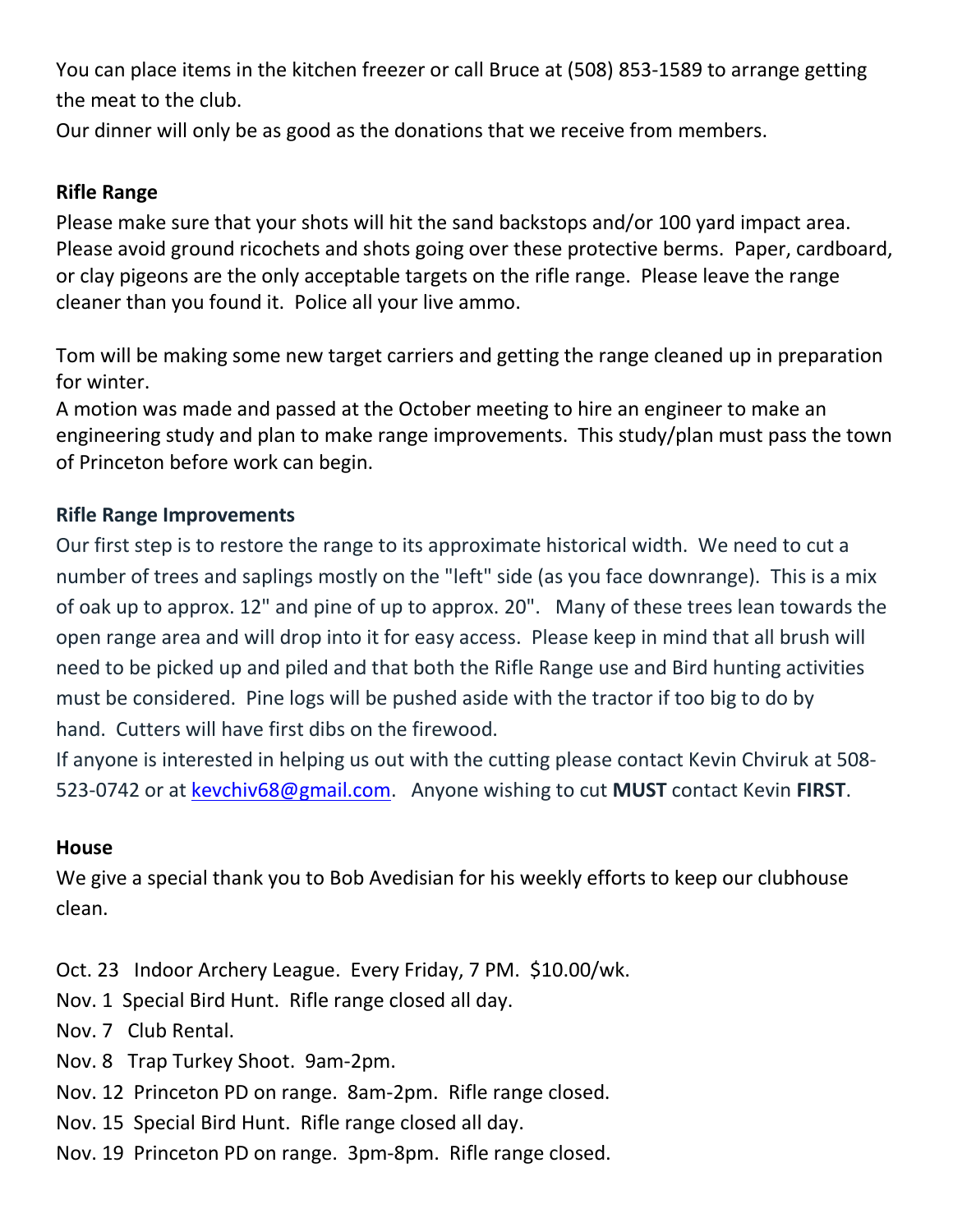You can place items in the kitchen freezer or call Bruce at (508) 853-1589 to arrange getting the meat to the club.

Our dinner will only be as good as the donations that we receive from members.

**Rifle Range**

Please make sure that your shots will hit the sand backstops and/or 100 yard impact area. Please avoid ground ricochets and shots going over these protective berms. Paper, cardboard, or clay pigeons are the only acceptable targets on the rifle range. Please leave the range cleaner than you found it. Police all your live ammo.

Tom will be making some new target carriers and getting the range cleaned up in preparation for winter.

A motion was made and passed at the October meeting to hire an engineer to make an engineering study and plan to make range improvements. This study/plan must pass the town of Princeton before work can begin.

**Rifle Range Improvements**

Our first step is to restore the range to its approximate historical width. We need to cut a number of trees and saplings mostly on the "left" side (as you face downrange). This is a mix of oak up to approx. 12" and pine of up to approx. 20". Many of these trees lean towards the open range area and will drop into it for easy access. Please keep in mind that all brush will need to be picked up and piled and that both the Rifle Range use and Bird hunting activities must be considered. Pine logs will be pushed aside with the tractor if too big to do by hand. Cutters will have first dibs on the firewood.

If anyone is interested in helping us out with the cutting please contact Kevin Chviruk at 508-523-0742 or at kevchiv68@gmail.com. Anyone wishing to cut **MUST** contact Kevin **FIRST**.

**House**

We give a special thank you to Bob Avedisian for his weekly efforts to keep our clubhouse clean.

Oct. 23 Indoor Archery League. Every Friday, 7 PM. $10.00/wk.
Nov. 1 Special Bird Hunt. Rifle range closed all day.
Nov. 7 Club Rental.
Nov. 8 Trap Turkey Shoot. 9am-2pm.
Nov. 12 Princeton PD on range. 8am-2pm. Rifle range closed.
Nov. 15 Special Bird Hunt. Rifle range closed all day.
Nov. 19 Princeton PD on range. 3pm-8pm. Rifle range closed.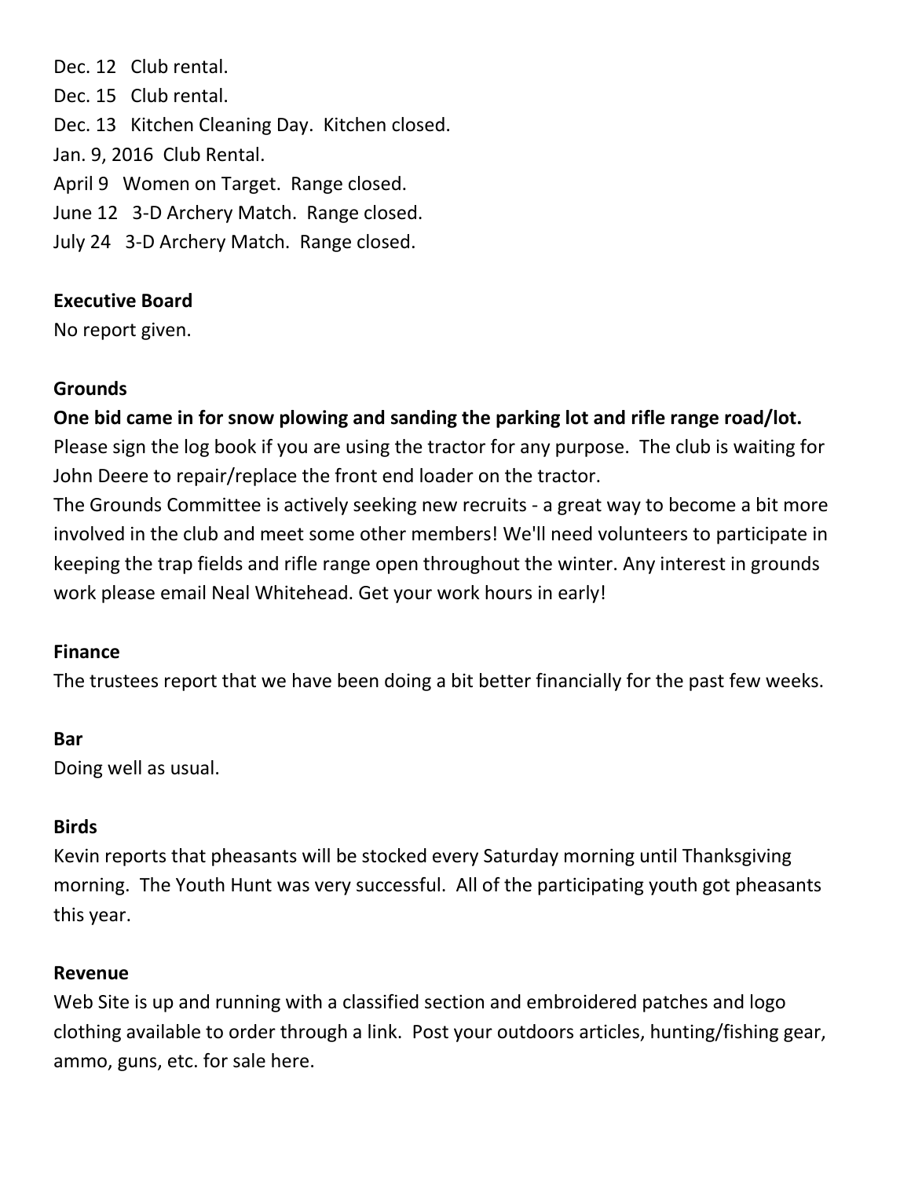Dec. 12   Club rental.
Dec. 15   Club rental.
Dec. 13   Kitchen Cleaning Day.  Kitchen closed.
Jan. 9, 2016  Club Rental.
April 9   Women on Target.  Range closed.
June 12   3-D Archery Match.  Range closed.
July 24   3-D Archery Match.  Range closed.

**Executive Board**

No report given.

**Grounds**

**One bid came in for snow plowing and sanding the parking lot and rifle range road/lot.**
Please sign the log book if you are using the tractor for any purpose.  The club is waiting for John Deere to repair/replace the front end loader on the tractor.
The Grounds Committee is actively seeking new recruits - a great way to become a bit more involved in the club and meet some other members! We'll need volunteers to participate in keeping the trap fields and rifle range open throughout the winter. Any interest in grounds work please email Neal Whitehead. Get your work hours in early!

**Finance**

The trustees report that we have been doing a bit better financially for the past few weeks.

**Bar**

Doing well as usual.

**Birds**

Kevin reports that pheasants will be stocked every Saturday morning until Thanksgiving morning.  The Youth Hunt was very successful.  All of the participating youth got pheasants this year.

**Revenue**

Web Site is up and running with a classified section and embroidered patches and logo clothing available to order through a link.  Post your outdoors articles, hunting/fishing gear, ammo, guns, etc. for sale here.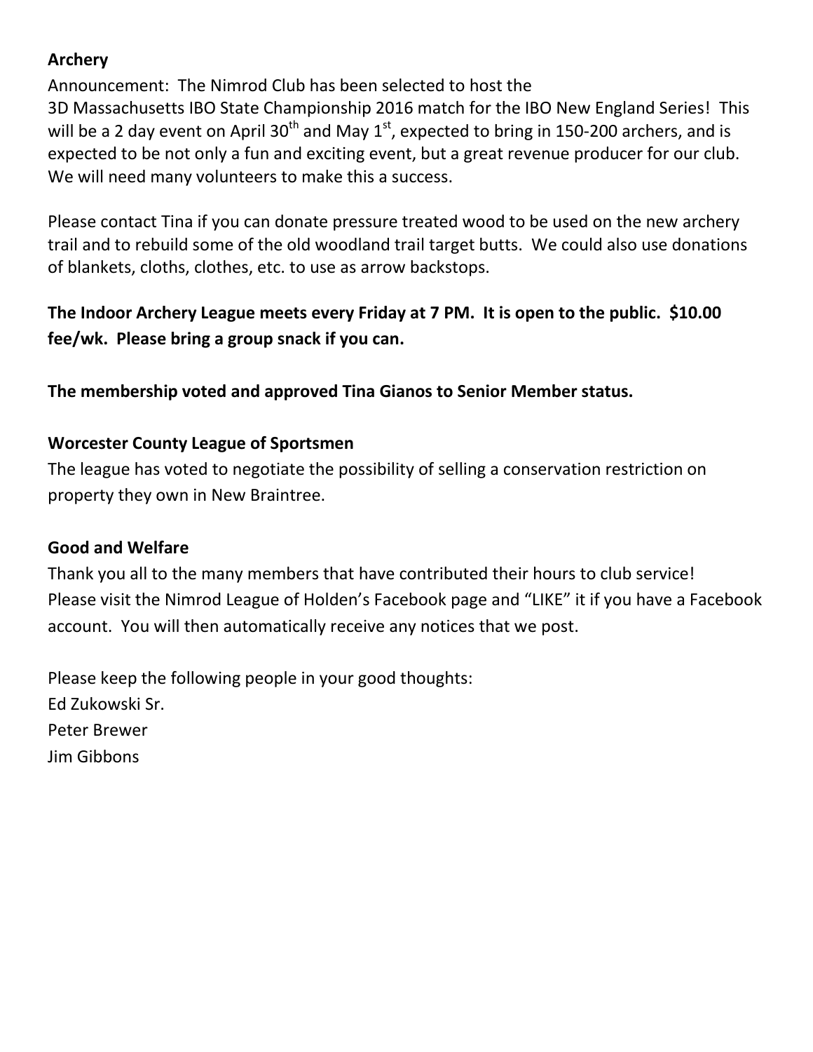**Archery**

Announcement: The Nimrod Club has been selected to host the
3D Massachusetts IBO State Championship 2016 match for the IBO New England Series! This will be a 2 day event on April 30th and May 1st, expected to bring in 150-200 archers, and is expected to be not only a fun and exciting event, but a great revenue producer for our club. We will need many volunteers to make this a success.

Please contact Tina if you can donate pressure treated wood to be used on the new archery trail and to rebuild some of the old woodland trail target butts. We could also use donations of blankets, cloths, clothes, etc. to use as arrow backstops.

**The Indoor Archery League meets every Friday at 7 PM. It is open to the public. $10.00 fee/wk. Please bring a group snack if you can.**

**The membership voted and approved Tina Gianos to Senior Member status.**

**Worcester County League of Sportsmen**

The league has voted to negotiate the possibility of selling a conservation restriction on property they own in New Braintree.

**Good and Welfare**

Thank you all to the many members that have contributed their hours to club service!
Please visit the Nimrod League of Holden's Facebook page and "LIKE" it if you have a Facebook account. You will then automatically receive any notices that we post.

Please keep the following people in your good thoughts:
Ed Zukowski Sr.
Peter Brewer
Jim Gibbons